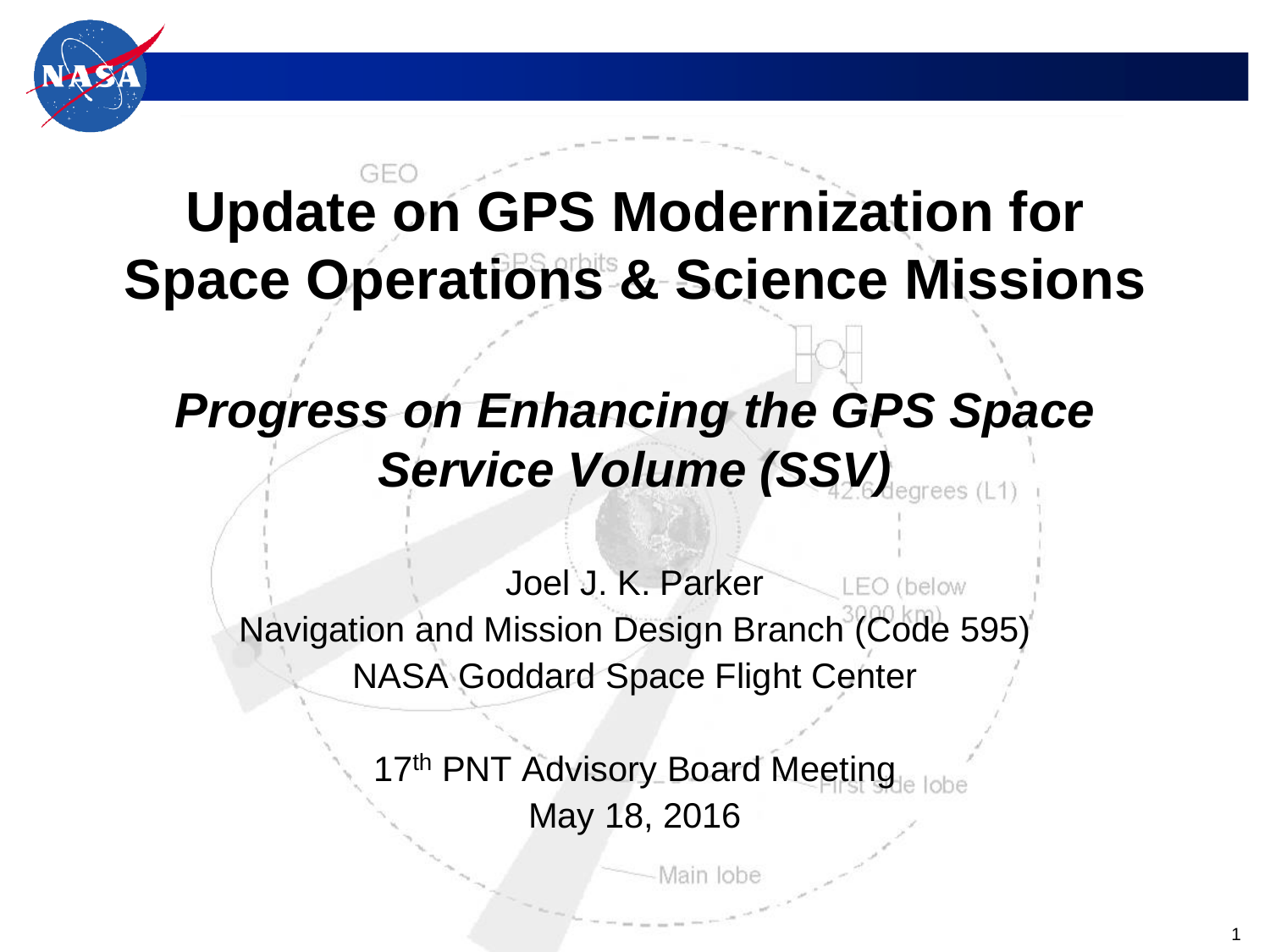# Update on GPS Modernization for Space Operations & Science Missions

## *Progress on Enhancing the GPS Space Service Volume (SSV)*

Joel J. K. Parker
Navigation and Mission Design Branch (Code 595)
NASA Goddard Space Flight Center

17th PNT Advisory Board Meeting
May 18, 2016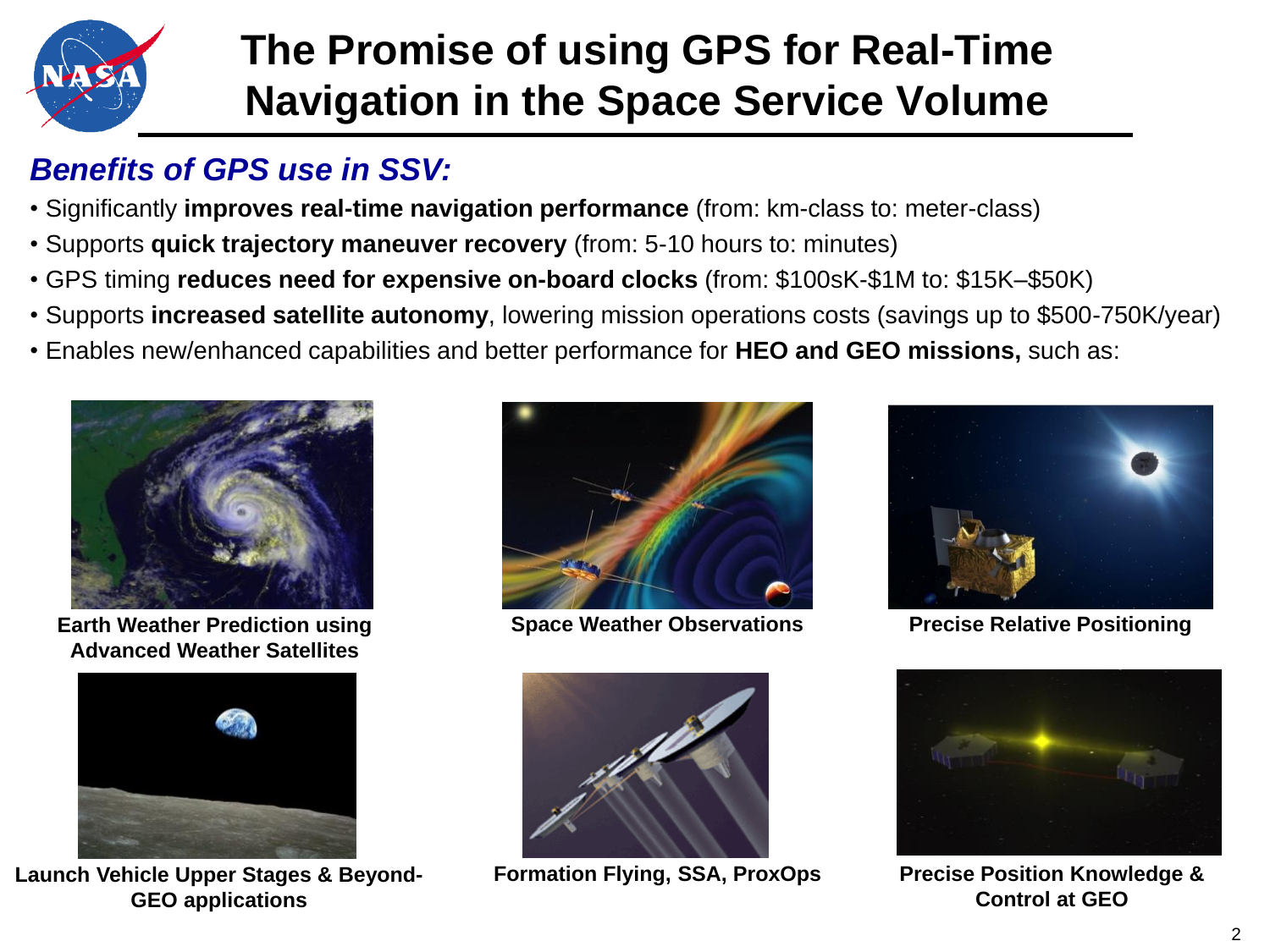# The Promise of using GPS for Real-Time Navigation in the Space Service Volume

## *Benefits of GPS use in SSV:*

- Significantly **improves real-time navigation performance** (from: km-class to: meter-class)
- Supports **quick trajectory maneuver recovery** (from: 5-10 hours to: minutes)
- GPS timing **reduces need for expensive on-board clocks** (from: $100sK-$1M to: $15K–$50K)
- Supports **increased satellite autonomy**, lowering mission operations costs (savings up to $500-750K/year)
- Enables new/enhanced capabilities and better performance for **HEO and GEO missions,** such as:

**Earth Weather Prediction using Advanced Weather Satellites**

**Space Weather Observations**

**Precise Relative Positioning**

**Launch Vehicle Upper Stages & Beyond-GEO applications**

**Formation Flying, SSA, ProxOps**

**Precise Position Knowledge & Control at GEO**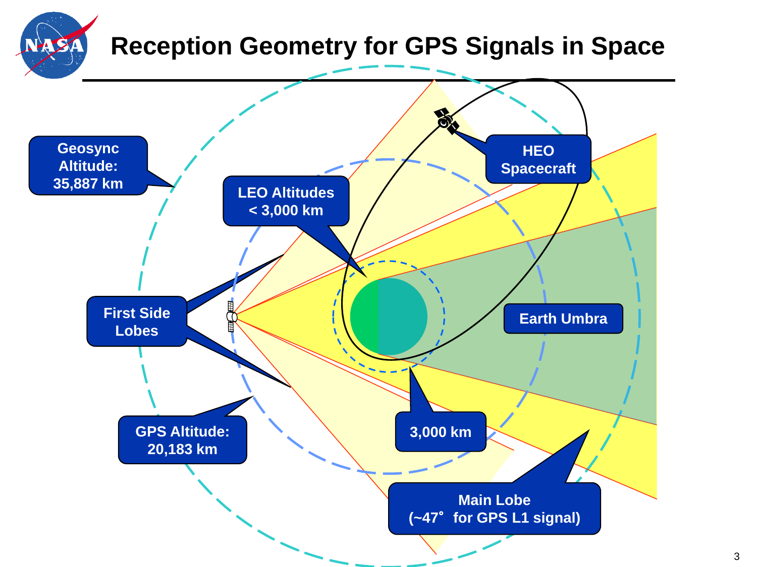# Reception Geometry for GPS Signals in Space

Geosync Altitude: 35,887 km

LEO Altitudes < 3,000 km

HEO Spacecraft

First Side Lobes

Earth Umbra

GPS Altitude: 20,183 km

3,000 km

Main Lobe (~47° for GPS L1 signal)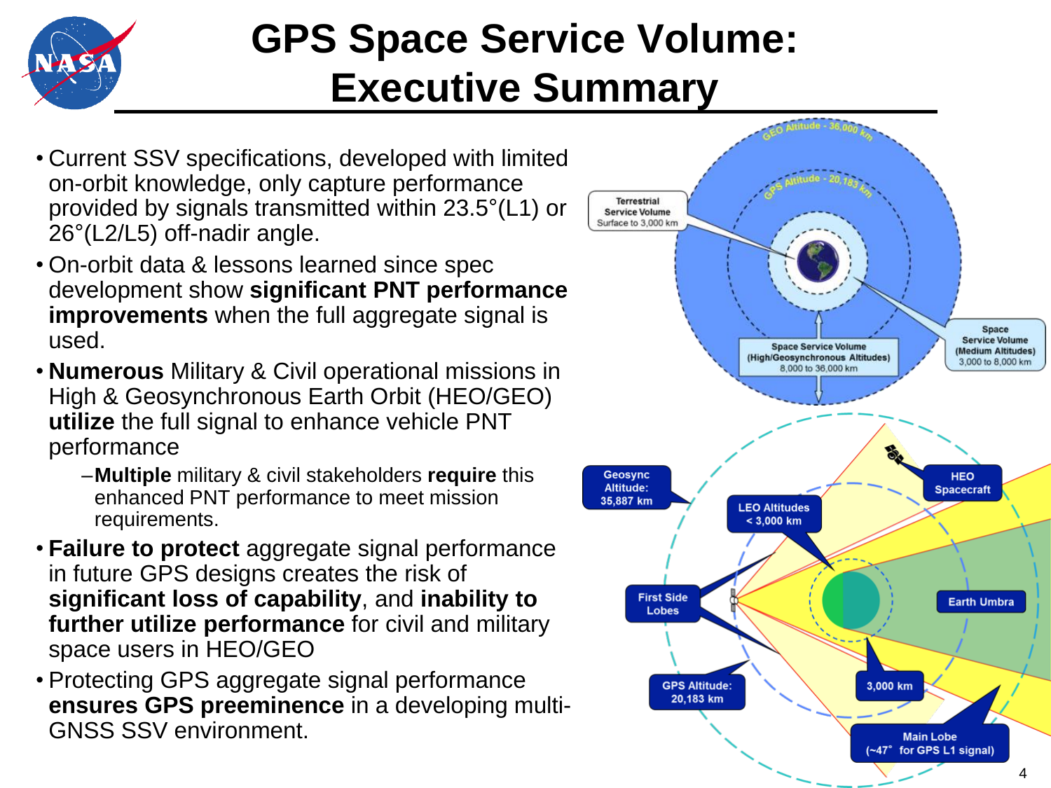# GPS Space Service Volume: Executive Summary

- Current SSV specifications, developed with limited on-orbit knowledge, only capture performance provided by signals transmitted within 23.5°(L1) or 26°(L2/L5) off-nadir angle.
- On-orbit data & lessons learned since spec development show **significant PNT performance improvements** when the full aggregate signal is used.
- **Numerous** Military & Civil operational missions in High & Geosynchronous Earth Orbit (HEO/GEO) **utilize** the full signal to enhance vehicle PNT performance
  - **Multiple** military & civil stakeholders **require** this enhanced PNT performance to meet mission requirements.
- **Failure to protect** aggregate signal performance in future GPS designs creates the risk of **significant loss of capability**, and **inability to further utilize performance** for civil and military space users in HEO/GEO
- Protecting GPS aggregate signal performance **ensures GPS preeminence** in a developing multi-GNSS SSV environment.

GEO Altitude - 36,000 km

GPS Altitude - 20,183 km

Terrestrial Service Volume
Surface to 3,000 km

Space Service Volume (High/Geosynchronous Altitudes)
8,000 to 36,000 km

Space Service Volume (Medium Altitudes)
3,000 to 8,000 km

Geosync Altitude: 35,887 km

HEO Spacecraft

LEO Altitudes < 3,000 km

First Side Lobes

Earth Umbra

GPS Altitude: 20,183 km

3,000 km

Main Lobe (~47° for GPS L1 signal)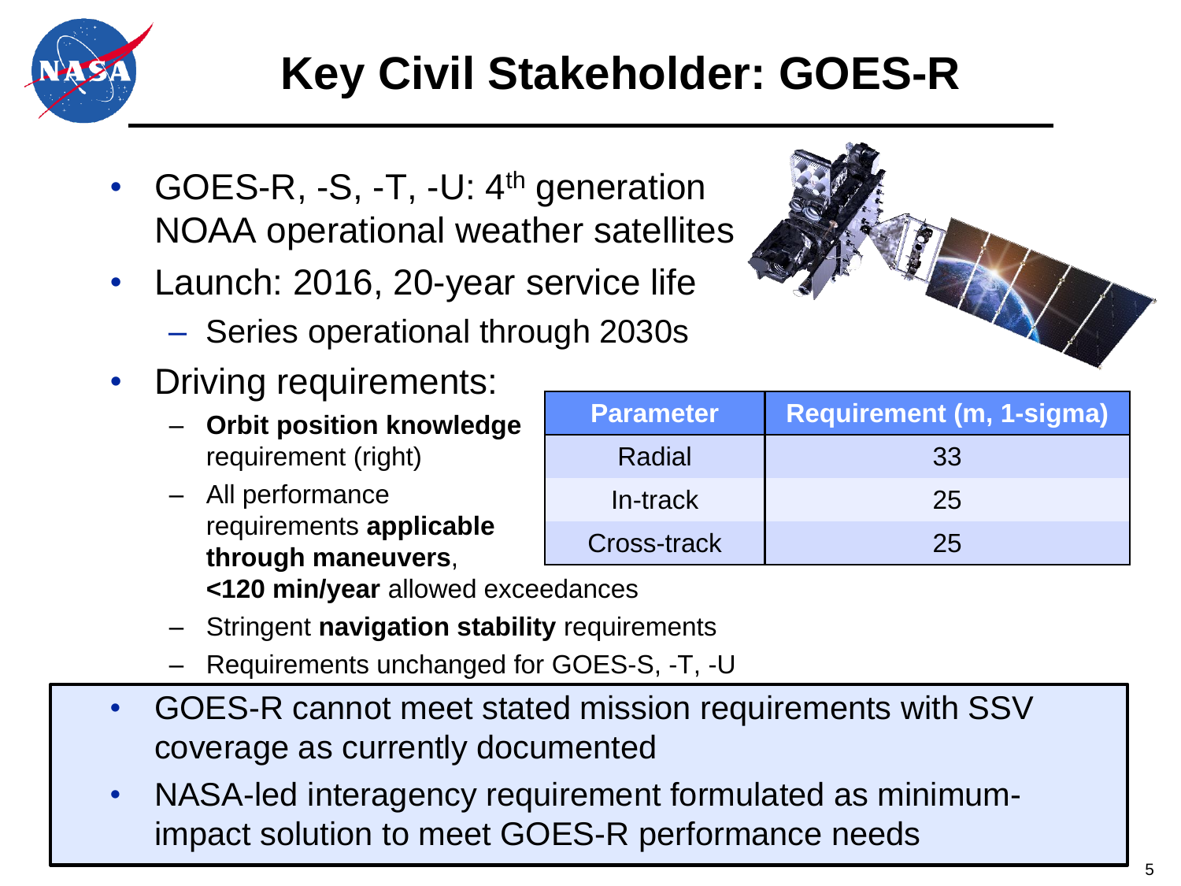# Key Civil Stakeholder: GOES-R

- GOES-R, -S, -T, -U: 4th generation NOAA operational weather satellites
- Launch: 2016, 20-year service life
  - Series operational through 2030s
- Driving requirements:
  - **Orbit position knowledge** requirement (right)
  - All performance requirements **applicable through maneuvers**, **<120 min/year** allowed exceedances
  - Stringent **navigation stability** requirements
  - Requirements unchanged for GOES-S, -T, -U

| Parameter | Requirement (m, 1-sigma) |
|---|---|
| Radial | 33 |
| In-track | 25 |
| Cross-track | 25 |

- GOES-R cannot meet stated mission requirements with SSV coverage as currently documented
- NASA-led interagency requirement formulated as minimum-impact solution to meet GOES-R performance needs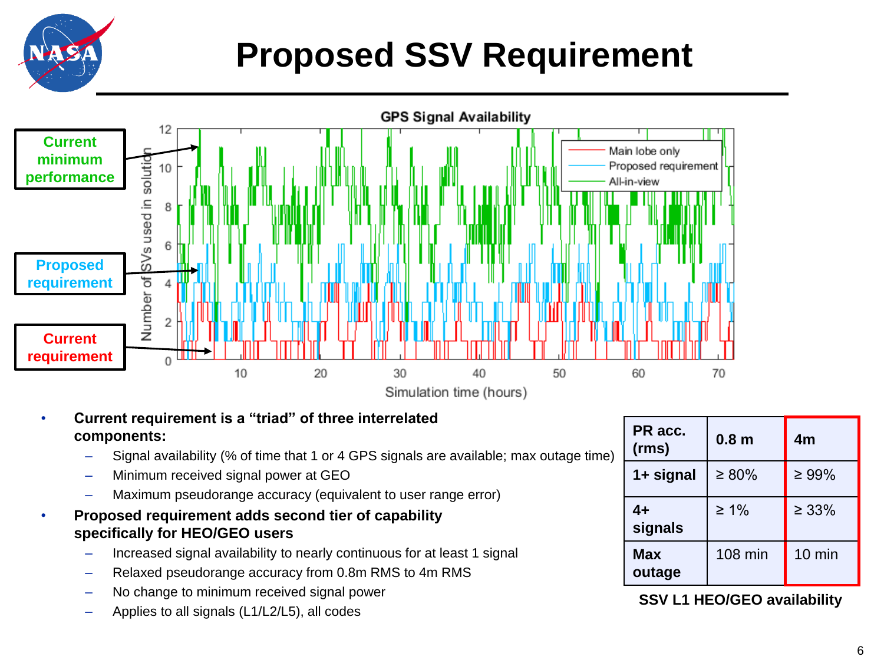# Proposed SSV Requirement

- **Current requirement is a "triad" of three interrelated components:**
  - Signal availability (% of time that 1 or 4 GPS signals are available; max outage time)
  - Minimum received signal power at GEO
  - Maximum pseudorange accuracy (equivalent to user range error)
- **Proposed requirement adds second tier of capability specifically for HEO/GEO users**
  - Increased signal availability to nearly continuous for at least 1 signal
  - Relaxed pseudorange accuracy from 0.8m RMS to 4m RMS
  - No change to minimum received signal power
  - Applies to all signals (L1/L2/L5), all codes

| PR acc. (rms) | 0.8 m | 4m |
|---|---|---|
| 1+ signal | ≥ 80% | ≥ 99% |
| 4+ signals | ≥ 1% | ≥ 33% |
| Max outage | 108 min | 10 min |

**SSV L1 HEO/GEO availability**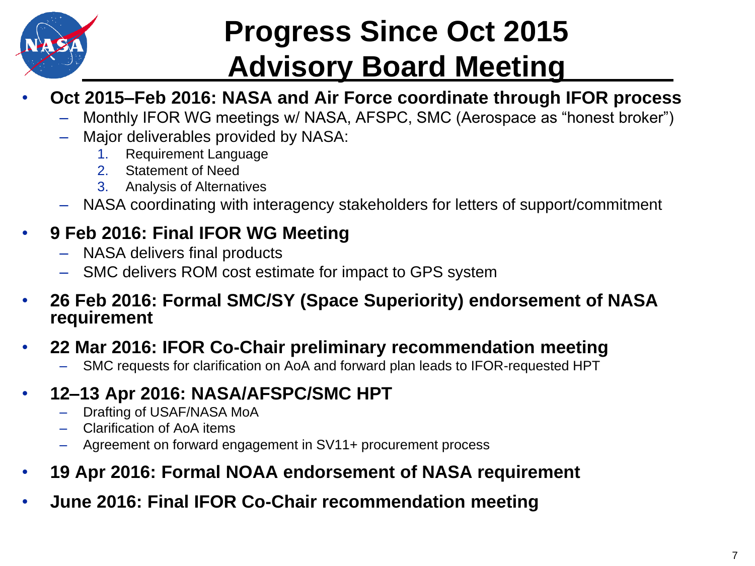# Progress Since Oct 2015 Advisory Board Meeting

- **Oct 2015–Feb 2016: NASA and Air Force coordinate through IFOR process**
  - Monthly IFOR WG meetings w/ NASA, AFSPC, SMC (Aerospace as "honest broker")
  - Major deliverables provided by NASA:
    1. Requirement Language
    2. Statement of Need
    3. Analysis of Alternatives
  - NASA coordinating with interagency stakeholders for letters of support/commitment
- **9 Feb 2016: Final IFOR WG Meeting**
  - NASA delivers final products
  - SMC delivers ROM cost estimate for impact to GPS system
- **26 Feb 2016: Formal SMC/SY (Space Superiority) endorsement of NASA requirement**
- **22 Mar 2016: IFOR Co-Chair preliminary recommendation meeting**
  - SMC requests for clarification on AoA and forward plan leads to IFOR-requested HPT
- **12–13 Apr 2016: NASA/AFSPC/SMC HPT**
  - Drafting of USAF/NASA MoA
  - Clarification of AoA items
  - Agreement on forward engagement in SV11+ procurement process
- **19 Apr 2016: Formal NOAA endorsement of NASA requirement**
- **June 2016: Final IFOR Co-Chair recommendation meeting**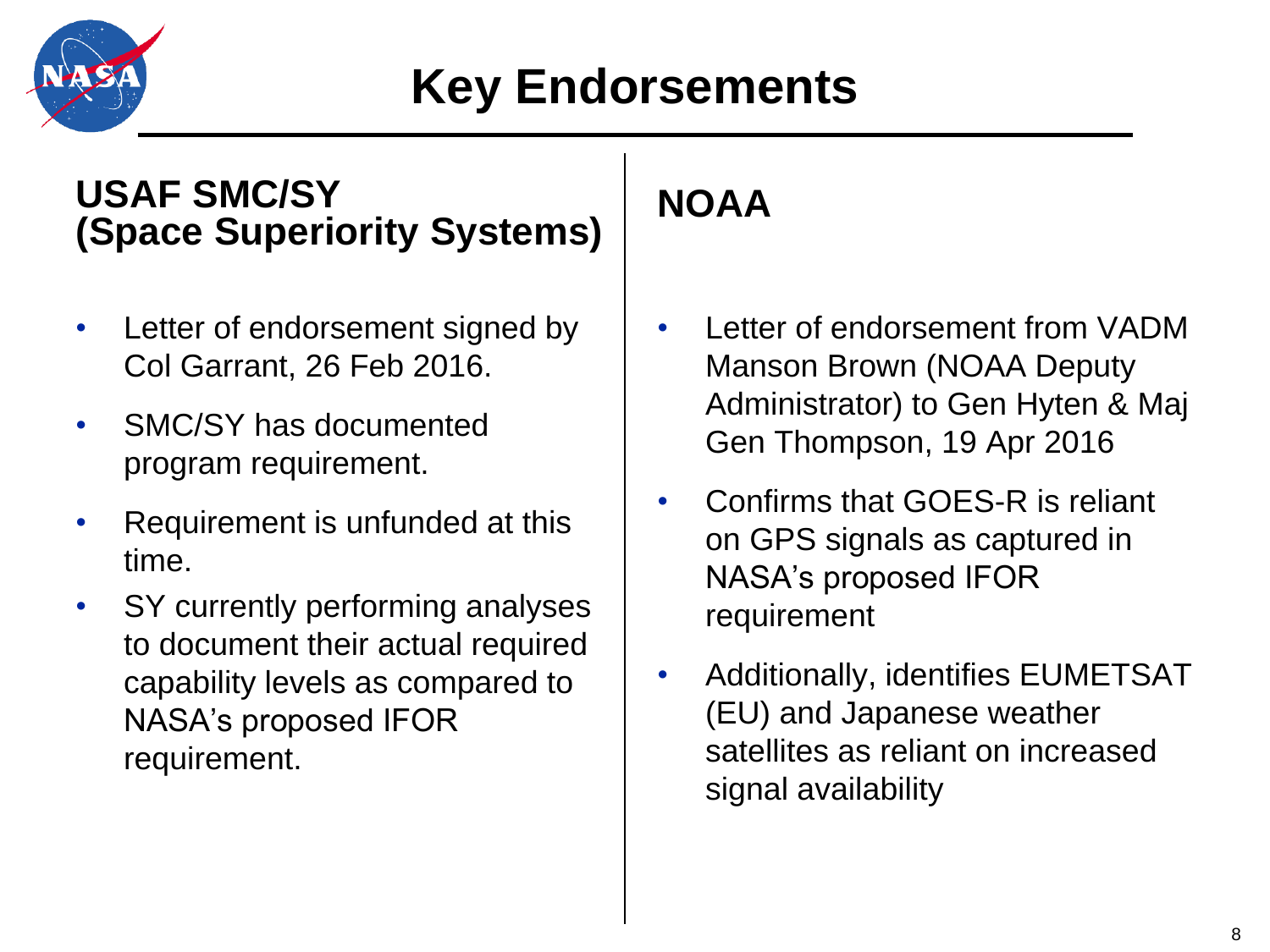# Key Endorsements

## USAF SMC/SY (Space Superiority Systems)

- Letter of endorsement signed by Col Garrant, 26 Feb 2016.
- SMC/SY has documented program requirement.
- Requirement is unfunded at this time.
- SY currently performing analyses to document their actual required capability levels as compared to NASA's proposed IFOR requirement.

## NOAA

- Letter of endorsement from VADM Manson Brown (NOAA Deputy Administrator) to Gen Hyten & Maj Gen Thompson, 19 Apr 2016
- Confirms that GOES-R is reliant on GPS signals as captured in NASA's proposed IFOR requirement
- Additionally, identifies EUMETSAT (EU) and Japanese weather satellites as reliant on increased signal availability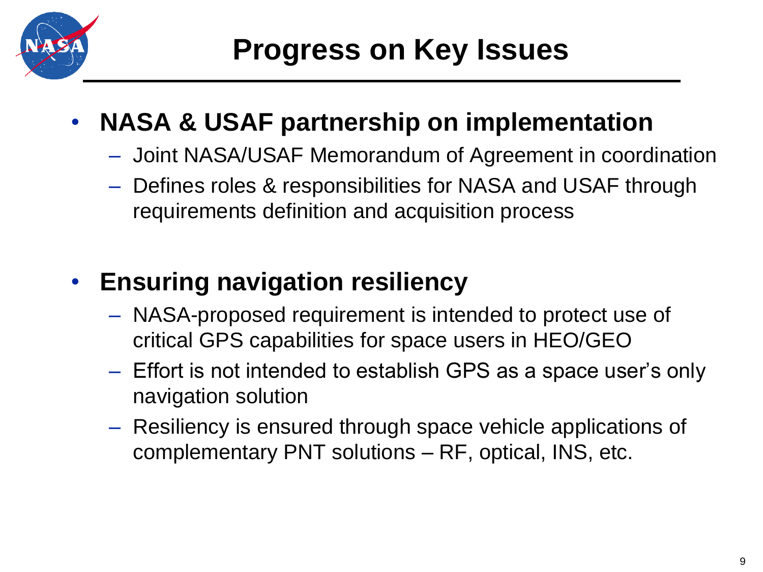# Progress on Key Issues

- **NASA & USAF partnership on implementation**
  - Joint NASA/USAF Memorandum of Agreement in coordination
  - Defines roles & responsibilities for NASA and USAF through requirements definition and acquisition process

- **Ensuring navigation resiliency**
  - NASA-proposed requirement is intended to protect use of critical GPS capabilities for space users in HEO/GEO
  - Effort is not intended to establish GPS as a space user's only navigation solution
  - Resiliency is ensured through space vehicle applications of complementary PNT solutions – RF, optical, INS, etc.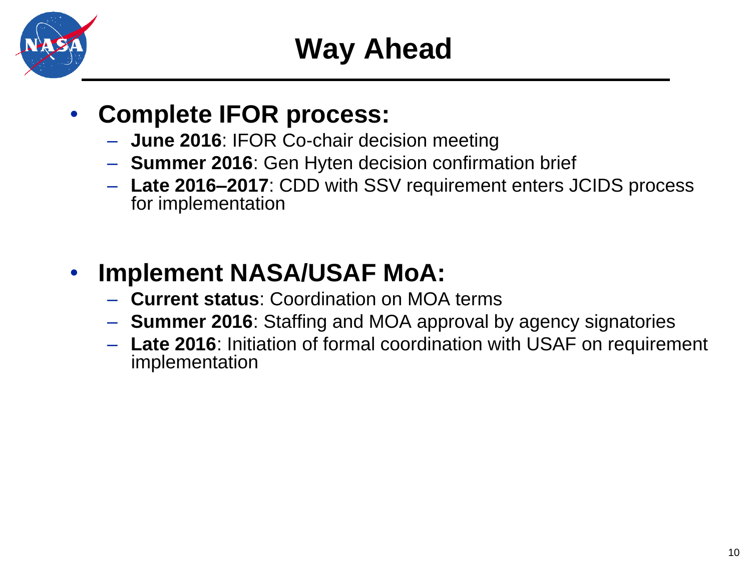# Way Ahead

- **Complete IFOR process:**
  - **June 2016**: IFOR Co-chair decision meeting
  - **Summer 2016**: Gen Hyten decision confirmation brief
  - **Late 2016–2017**: CDD with SSV requirement enters JCIDS process for implementation

- **Implement NASA/USAF MoA:**
  - **Current status**: Coordination on MOA terms
  - **Summer 2016**: Staffing and MOA approval by agency signatories
  - **Late 2016**: Initiation of formal coordination with USAF on requirement implementation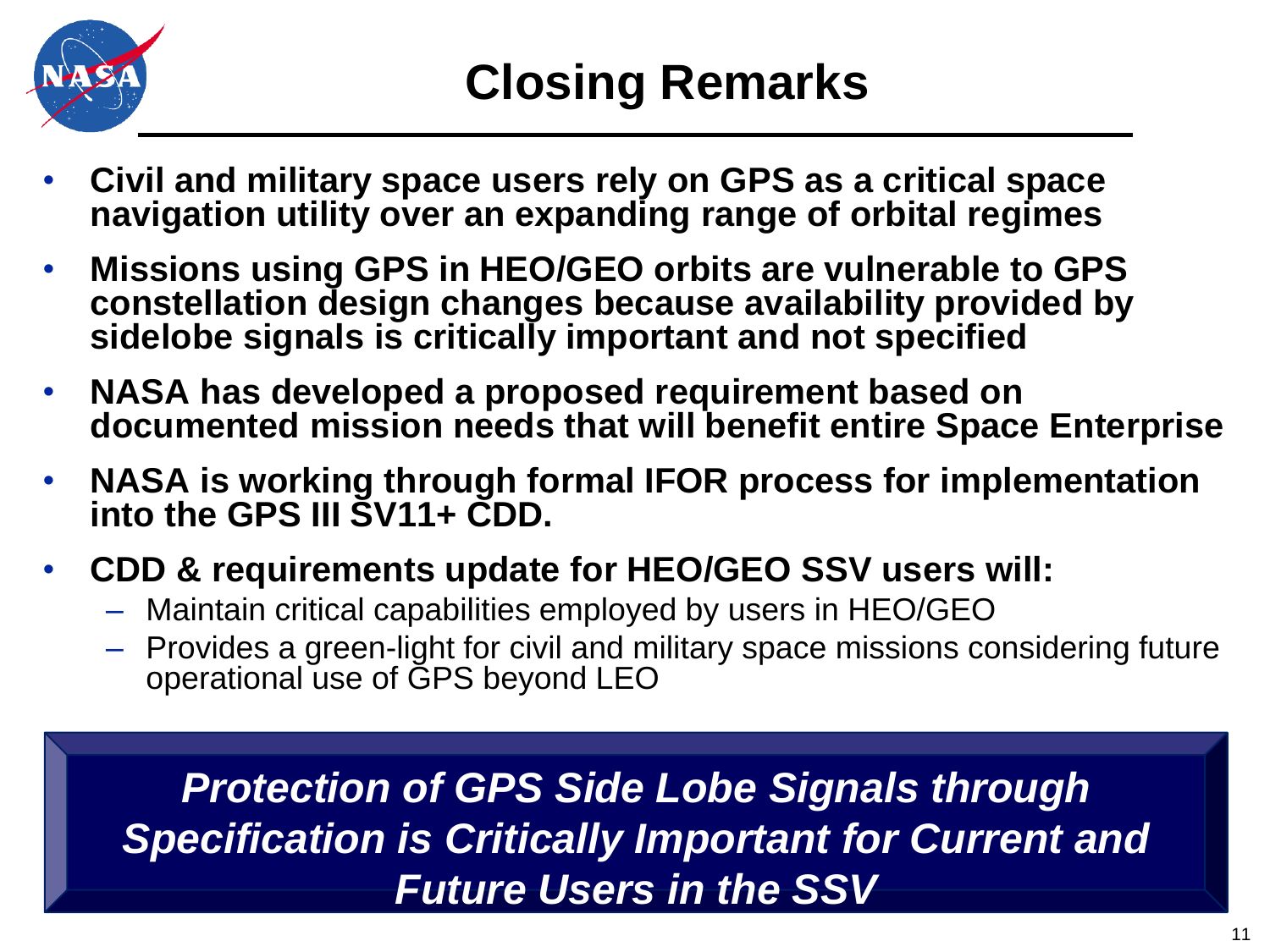# Closing Remarks

- **Civil and military space users rely on GPS as a critical space navigation utility over an expanding range of orbital regimes**
- **Missions using GPS in HEO/GEO orbits are vulnerable to GPS constellation design changes because availability provided by sidelobe signals is critically important and not specified**
- **NASA has developed a proposed requirement based on documented mission needs that will benefit entire Space Enterprise**
- **NASA is working through formal IFOR process for implementation into the GPS III SV11+ CDD.**
- **CDD & requirements update for HEO/GEO SSV users will:**
  - Maintain critical capabilities employed by users in HEO/GEO
  - Provides a green-light for civil and military space missions considering future operational use of GPS beyond LEO

***Protection of GPS Side Lobe Signals through Specification is Critically Important for Current and Future Users in the SSV***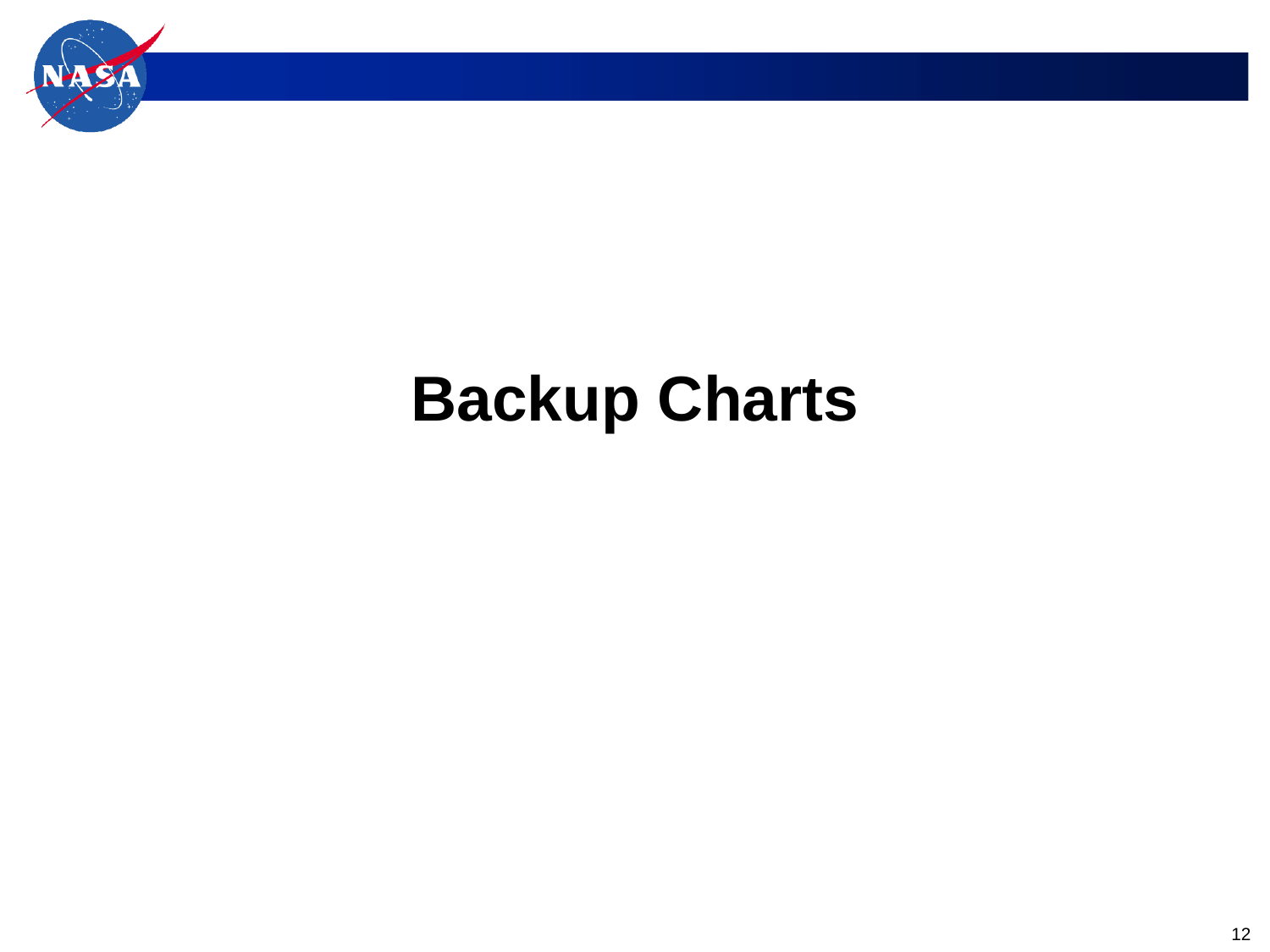# Backup Charts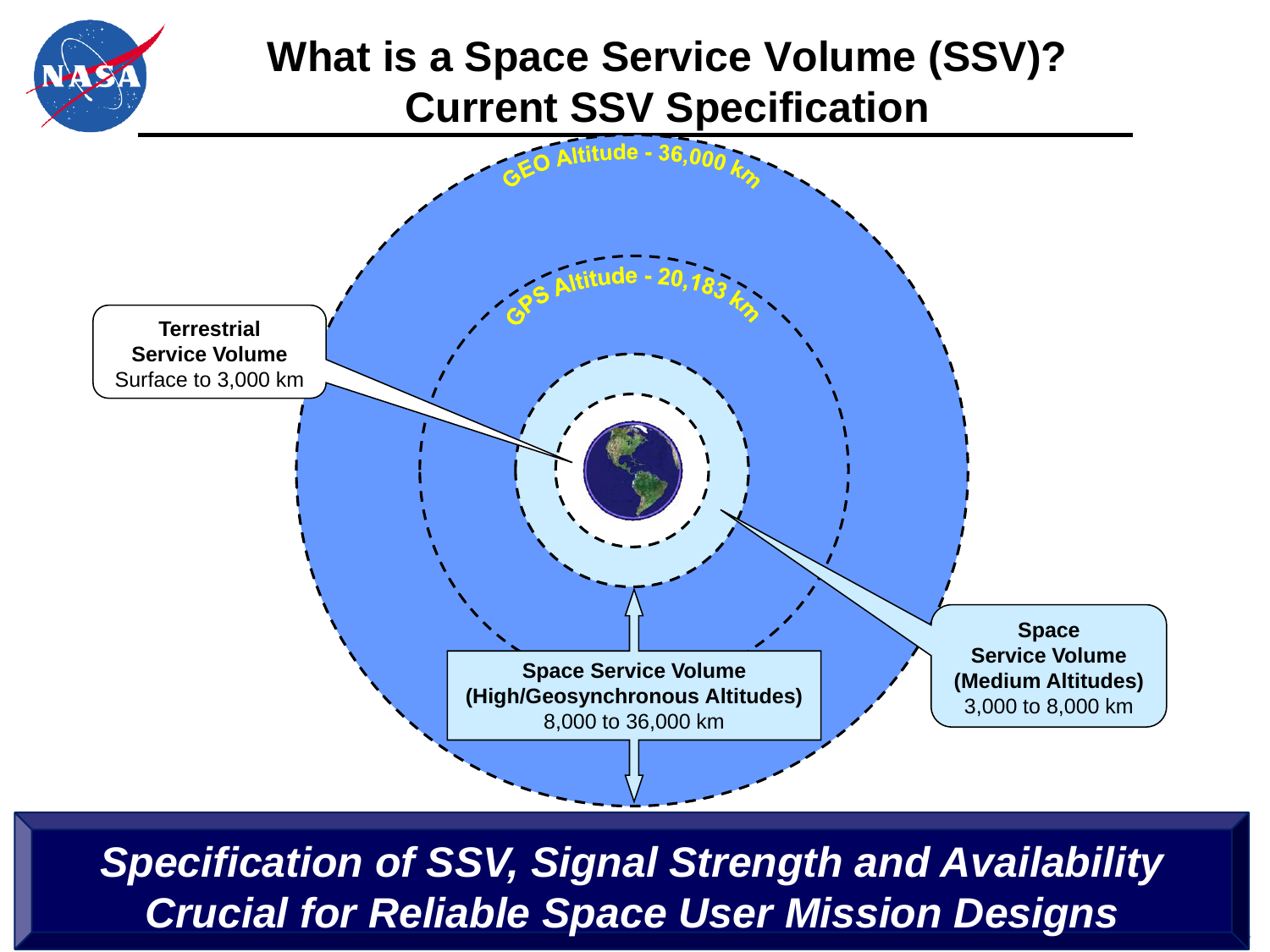# What is a Space Service Volume (SSV)? Current SSV Specification

GEO Altitude - 36,000 km

GPS Altitude - 20,183 km

**Terrestrial Service Volume**
Surface to 3,000 km

**Space Service Volume (Medium Altitudes)**
3,000 to 8,000 km

**Space Service Volume (High/Geosynchronous Altitudes)**
8,000 to 36,000 km

***Specification of SSV, Signal Strength and Availability Crucial for Reliable Space User Mission Designs***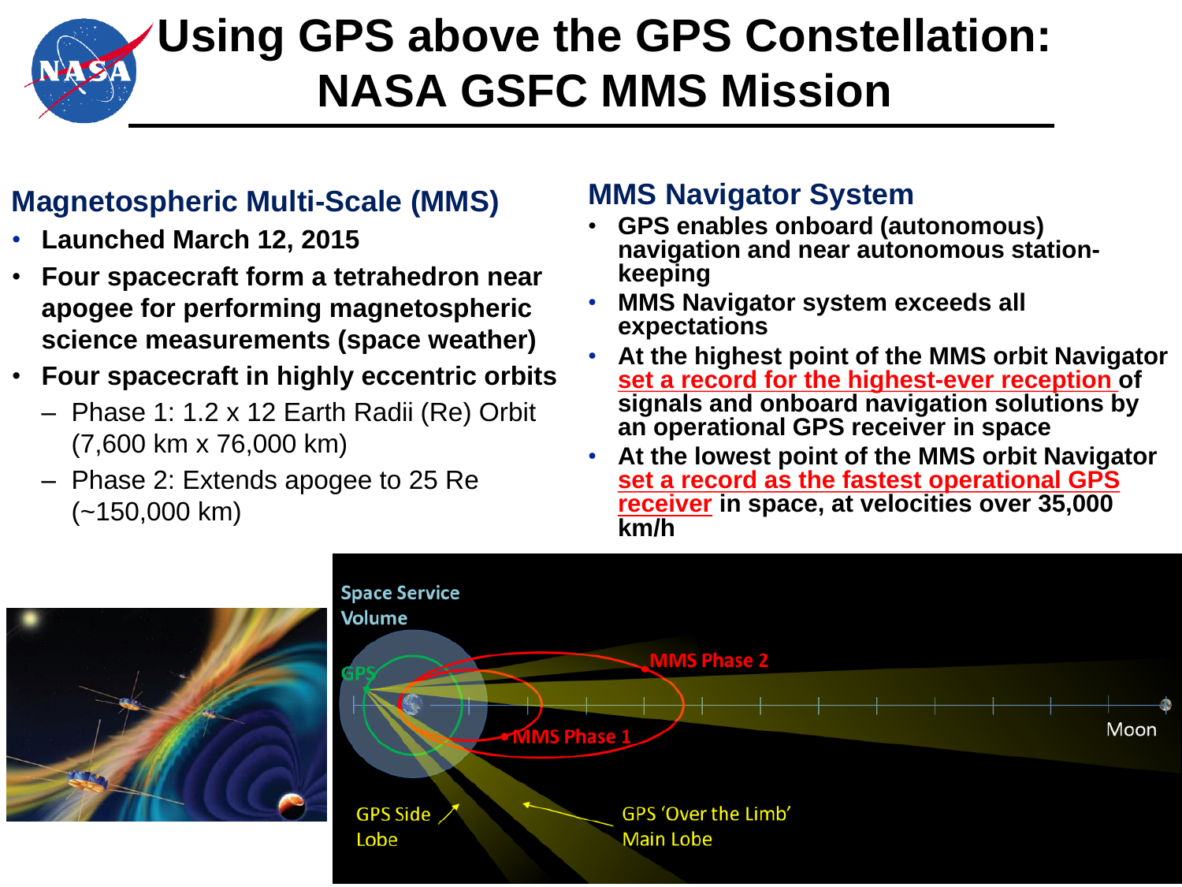# Using GPS above the GPS Constellation: NASA GSFC MMS Mission

## Magnetospheric Multi-Scale (MMS)

- **Launched March 12, 2015**
- **Four spacecraft form a tetrahedron near apogee for performing magnetospheric science measurements (space weather)**
- **Four spacecraft in highly eccentric orbits**
  - Phase 1: 1.2 x 12 Earth Radii (Re) Orbit (7,600 km x 76,000 km)
  - Phase 2: Extends apogee to 25 Re (~150,000 km)

## MMS Navigator System

- **GPS enables onboard (autonomous) navigation and near autonomous station-keeping**
- **MMS Navigator system exceeds all expectations**
- **At the highest point of the MMS orbit Navigator set a record for the highest-ever reception of signals and onboard navigation solutions by an operational GPS receiver in space**
- **At the lowest point of the MMS orbit Navigator set a record as the fastest operational GPS receiver in space, at velocities over 35,000 km/h**

Space Service Volume

GPS

MMS Phase 2

MMS Phase 1

Moon

GPS Side Lobe

GPS 'Over the Limb' Main Lobe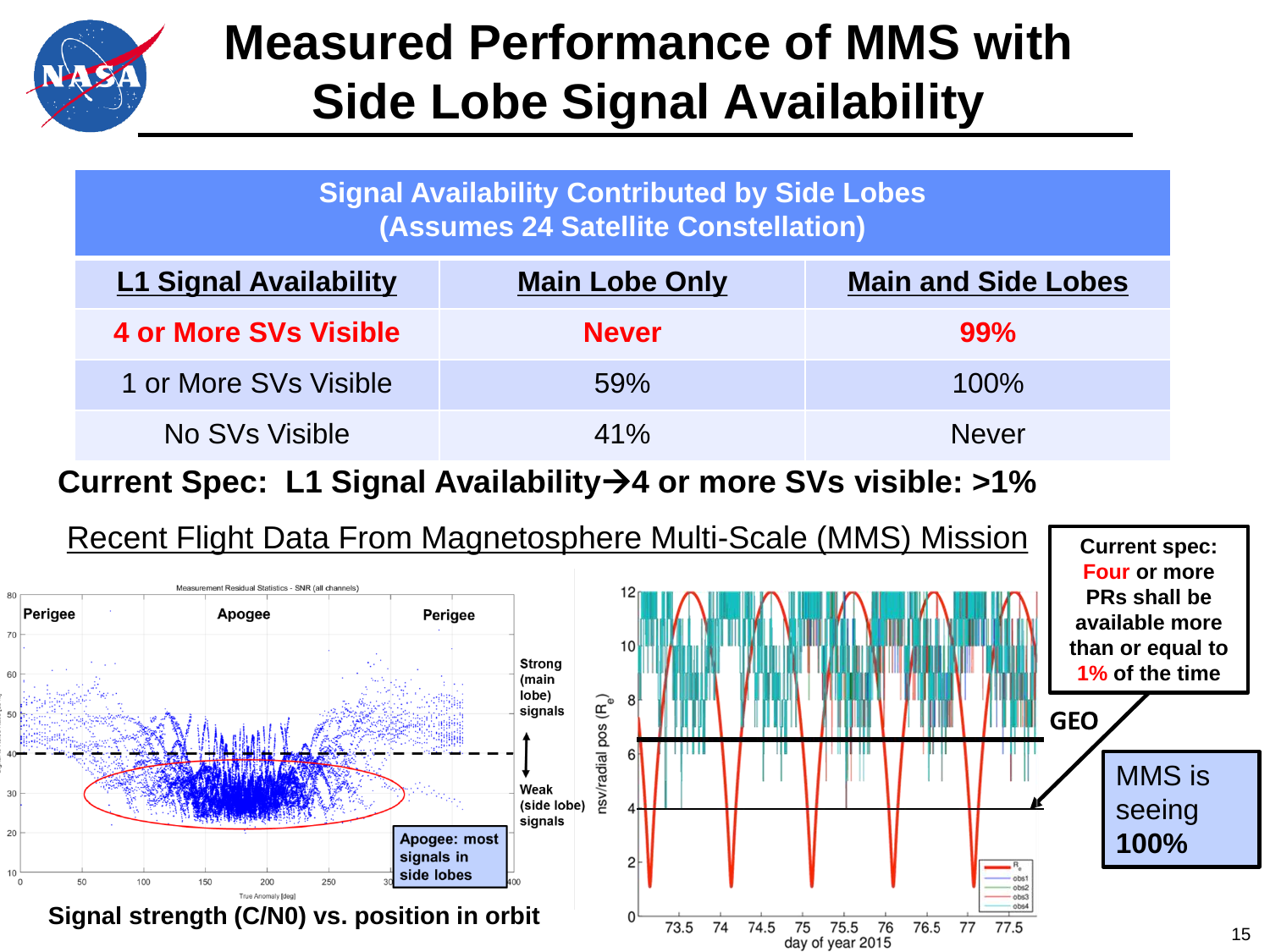# Measured Performance of MMS with Side Lobe Signal Availability

| Signal Availability Contributed by Side Lobes (Assumes 24 Satellite Constellation) | | |
|---|---|---|
| **L1 Signal Availability** | **Main Lobe Only** | **Main and Side Lobes** |
| **4 or More SVs Visible** | **Never** | **99%** |
| 1 or More SVs Visible | 59% | 100% |
| No SVs Visible | 41% | Never |

**Current Spec: L1 Signal Availability→4 or more SVs visible: >1%**

Recent Flight Data From Magnetosphere Multi-Scale (MMS) Mission

**Current spec: Four or more PRs shall be available more than or equal to 1% of the time**

**GEO**

MMS is seeing **100%**

Perigee — Apogee — Perigee

Strong (main lobe) signals

Weak (side lobe) signals

**Apogee: most signals in side lobes**

**Signal strength (C/N0) vs. position in orbit**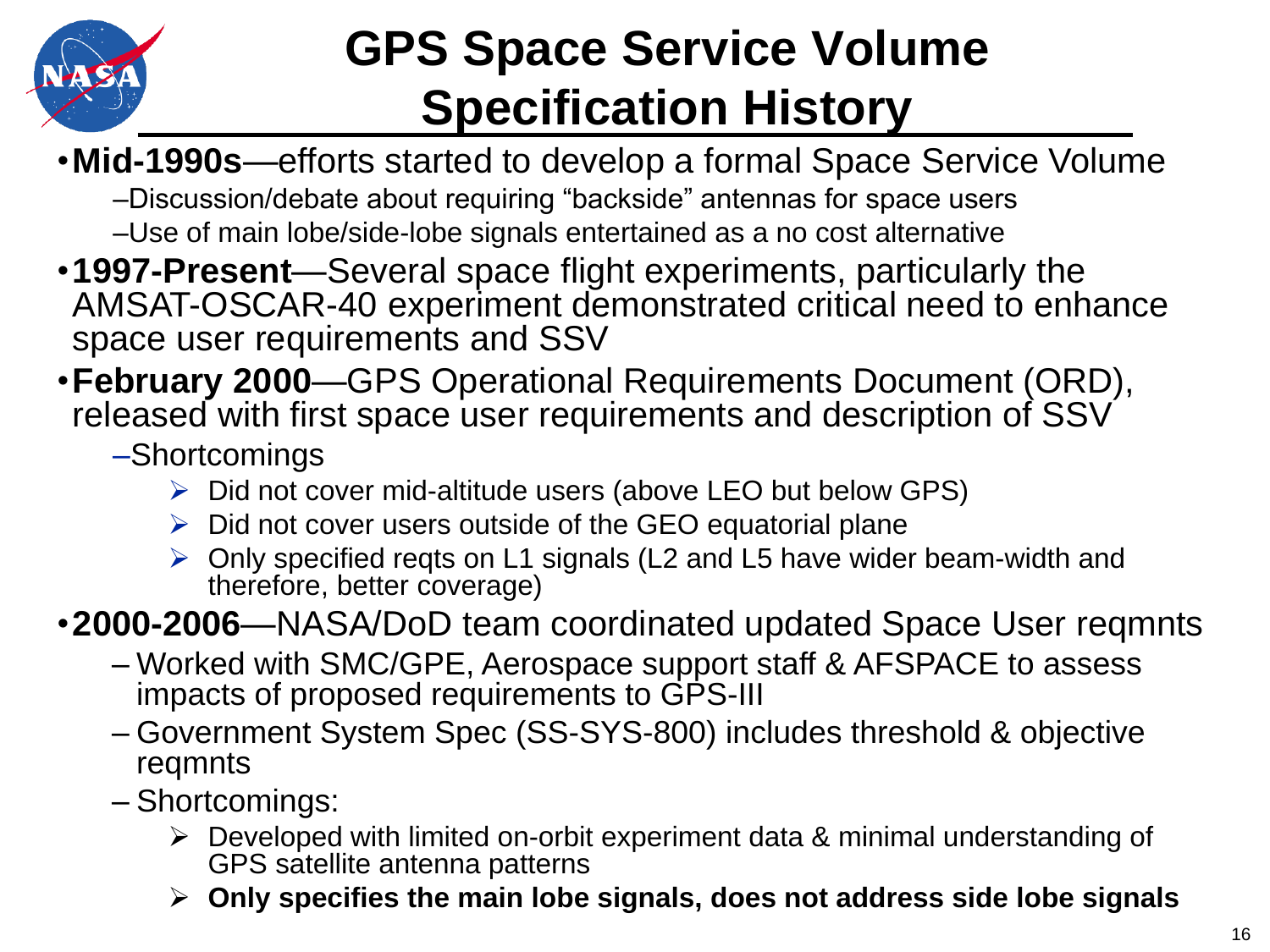# GPS Space Service Volume Specification History

- **Mid-1990s**—efforts started to develop a formal Space Service Volume
  - Discussion/debate about requiring "backside" antennas for space users
  - Use of main lobe/side-lobe signals entertained as a no cost alternative
- **1997-Present**—Several space flight experiments, particularly the AMSAT-OSCAR-40 experiment demonstrated critical need to enhance space user requirements and SSV
- **February 2000**—GPS Operational Requirements Document (ORD), released with first space user requirements and description of SSV
  - Shortcomings
    - Did not cover mid-altitude users (above LEO but below GPS)
    - Did not cover users outside of the GEO equatorial plane
    - Only specified reqts on L1 signals (L2 and L5 have wider beam-width and therefore, better coverage)
- **2000-2006**—NASA/DoD team coordinated updated Space User reqmnts
  - Worked with SMC/GPE, Aerospace support staff & AFSPACE to assess impacts of proposed requirements to GPS-III
  - Government System Spec (SS-SYS-800) includes threshold & objective reqmnts
  - Shortcomings:
    - Developed with limited on-orbit experiment data & minimal understanding of GPS satellite antenna patterns
    - **Only specifies the main lobe signals, does not address side lobe signals**